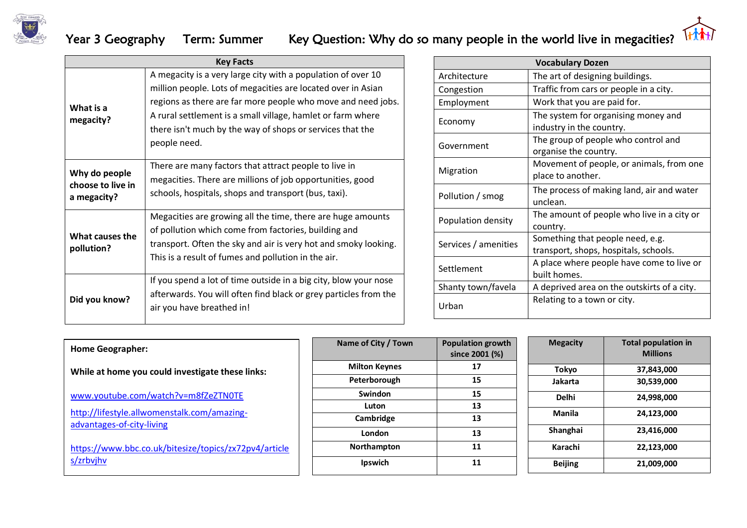# Year 3 Geography Term: Summer Key Question: Why do so many people in the world live in megacities?

| Key Facts | |
|---|---|
| **What is a megacity?** | A megacity is a very large city with a population of over 10 million people. Lots of megacities are located over in Asian regions as there are far more people who move and need jobs. A rural settlement is a small village, hamlet or farm where there isn't much by the way of shops or services that the people need. |
| **Why do people choose to live in a megacity?** | There are many factors that attract people to live in megacities. There are millions of job opportunities, good schools, hospitals, shops and transport (bus, taxi). |
| **What causes the pollution?** | Megacities are growing all the time, there are huge amounts of pollution which come from factories, building and transport. Often the sky and air is very hot and smoky looking. This is a result of fumes and pollution in the air. |
| **Did you know?** | If you spend a lot of time outside in a big city, blow your nose afterwards. You will often find black or grey particles from the air you have breathed in! |

| Vocabulary Dozen | |
|---|---|
| Architecture | The art of designing buildings. |
| Congestion | Traffic from cars or people in a city. |
| Employment | Work that you are paid for. |
| Economy | The system for organising money and industry in the country. |
| Government | The group of people who control and organise the country. |
| Migration | Movement of people, or animals, from one place to another. |
| Pollution / smog | The process of making land, air and water unclean. |
| Population density | The amount of people who live in a city or country. |
| Services / amenities | Something that people need, e.g. transport, shops, hospitals, schools. |
| Settlement | A place where people have come to live or built homes. |
| Shanty town/favela | A deprived area on the outskirts of a city. |
| Urban | Relating to a town or city. |

**Home Geographer:**

**While at home you could investigate these links:**

[www.youtube.com/watch?v=m8fZeZTN0TE](www.youtube.com/watch?v=m8fZeZTN0TE)

[http://lifestyle.allwomenstalk.com/amazing-advantages-of-city-living](http://lifestyle.allwomenstalk.com/amazing-advantages-of-city-living)

[https://www.bbc.co.uk/bitesize/topics/zx72pv4/articles/zrbvjhv](https://www.bbc.co.uk/bitesize/topics/zx72pv4/articles/zrbvjhv)

| Name of City / Town | Population growth since 2001 (%) |
|---|---|
| Milton Keynes | 17 |
| Peterborough | 15 |
| Swindon | 15 |
| Luton | 13 |
| Cambridge | 13 |
| London | 13 |
| Northampton | 11 |
| Ipswich | 11 |

| Megacity | Total population in Millions |
|---|---|
| Tokyo | 37,843,000 |
| Jakarta | 30,539,000 |
| Delhi | 24,998,000 |
| Manila | 24,123,000 |
| Shanghai | 23,416,000 |
| Karachi | 22,123,000 |
| Beijing | 21,009,000 |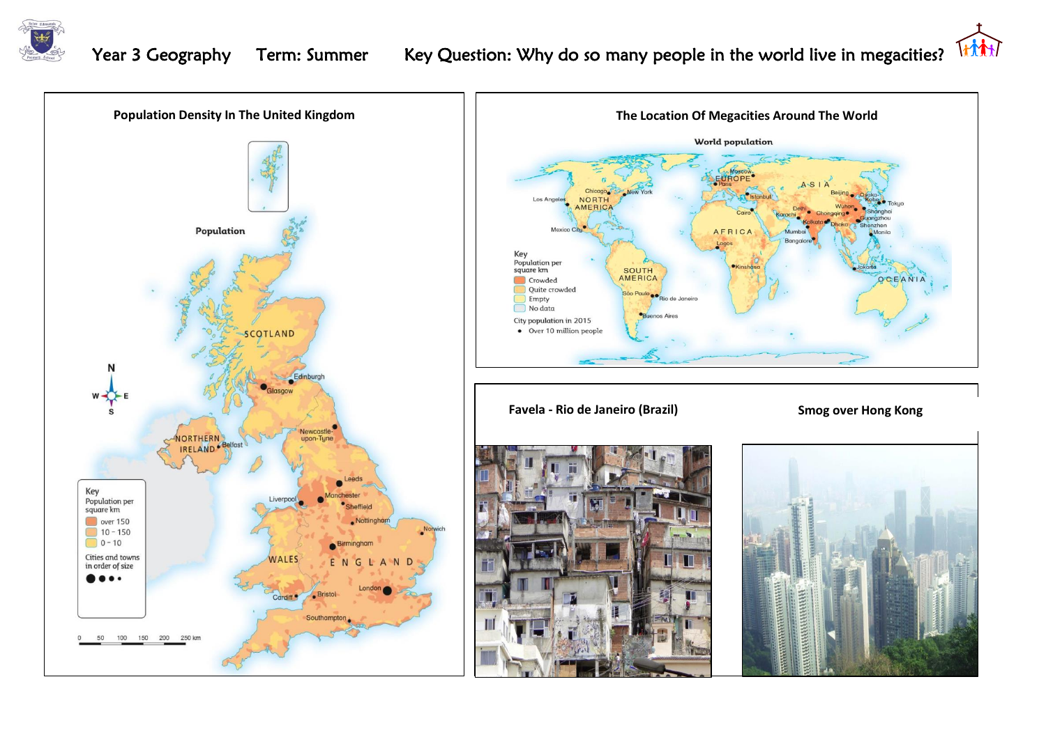Year 3 Geography Term: Summer Key Question: Why do so many people in the world live in megacities?

## Population Density In The United Kingdom

Population

SCOTLAND

NORTHERN IRELAND

WALES

ENGLAND

Edinburgh
Glasgow
Newcastle-upon-Tyne
Belfast
Leeds
Liverpool
Manchester
Sheffield
Nottingham
Norwich
Birmingham
London
Cardiff
Bristol
Southampton

N
W E
S

Key
Population per square km
over 150
10 - 150
0 - 10

Cities and towns in order of size

0 50 100 150 200 250 km

## The Location Of Megacities Around The World

World population

Moscow
EUROPE
Paris
ASIA
Beijing
Osaka-Kobe
Tokyo
Istanbul
Los Angeles
Chicago
New York
NORTH AMERICA
Cairo
Delhi
Karachi
Wuhan
Chongqing
Shanghai
Guangzhou
Shenzhen
Kolkata
Dhaka
Manila
Mumbai
Bangalore
Mexico City
AFRICA
Lagos
Kinshasa
Jakarta
OCEANIA
SOUTH AMERICA
São Paulo
Rio de Janeiro
Buenos Aires

Key
Population per square km
Crowded
Quite crowded
Empty
No data

City population in 2015
• Over 10 million people

**Favela - Rio de Janeiro (Brazil)**

**Smog over Hong Kong**